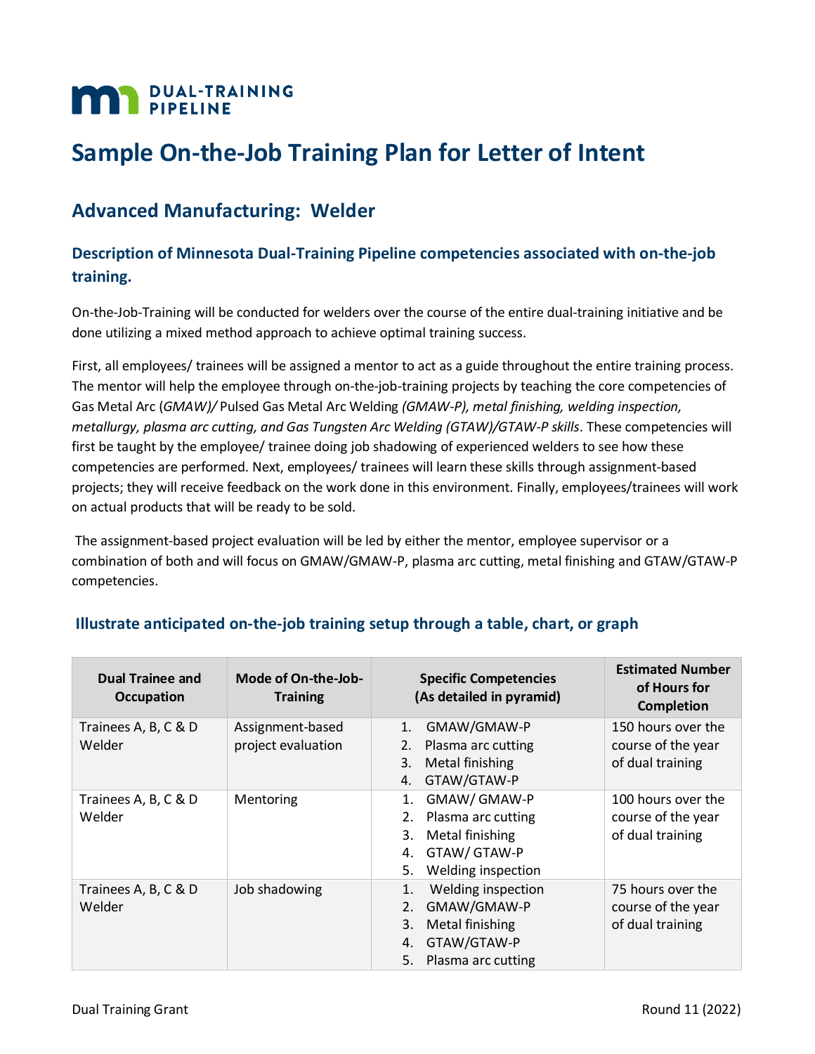**DUAL-TRAINING PIPELINE**

# Sample On-the-Job Training Plan for Letter of Intent

## Advanced Manufacturing: Welder

### Description of Minnesota Dual-Training Pipeline competencies associated with on-the-job training.

On-the-Job-Training will be conducted for welders over the course of the entire dual-training initiative and be done utilizing a mixed method approach to achieve optimal training success.

First, all employees/ trainees will be assigned a mentor to act as a guide throughout the entire training process. The mentor will help the employee through on-the-job-training projects by teaching the core competencies of Gas Metal Arc (*GMAW)/* Pulsed Gas Metal Arc Welding *(GMAW-P), metal finishing, welding inspection, metallurgy, plasma arc cutting, and Gas Tungsten Arc Welding (GTAW)/GTAW-P skills*. These competencies will first be taught by the employee/ trainee doing job shadowing of experienced welders to see how these competencies are performed. Next, employees/ trainees will learn these skills through assignment-based projects; they will receive feedback on the work done in this environment. Finally, employees/trainees will work on actual products that will be ready to be sold.

The assignment-based project evaluation will be led by either the mentor, employee supervisor or a combination of both and will focus on GMAW/GMAW-P, plasma arc cutting, metal finishing and GTAW/GTAW-P competencies.

### Illustrate anticipated on-the-job training setup through a table, chart, or graph

| Dual Trainee and Occupation | Mode of On-the-Job-Training | Specific Competencies (As detailed in pyramid) | Estimated Number of Hours for Completion |
|---|---|---|---|
| Trainees A, B, C & D Welder | Assignment-based project evaluation | 1. GMAW/GMAW-P<br>2. Plasma arc cutting<br>3. Metal finishing<br>4. GTAW/GTAW-P | 150 hours over the course of the year of dual training |
| Trainees A, B, C & D Welder | Mentoring | 1. GMAW/ GMAW-P<br>2. Plasma arc cutting<br>3. Metal finishing<br>4. GTAW/ GTAW-P<br>5. Welding inspection | 100 hours over the course of the year of dual training |
| Trainees A, B, C & D Welder | Job shadowing | 1. Welding inspection<br>2. GMAW/GMAW-P<br>3. Metal finishing<br>4. GTAW/GTAW-P<br>5. Plasma arc cutting | 75 hours over the course of the year of dual training |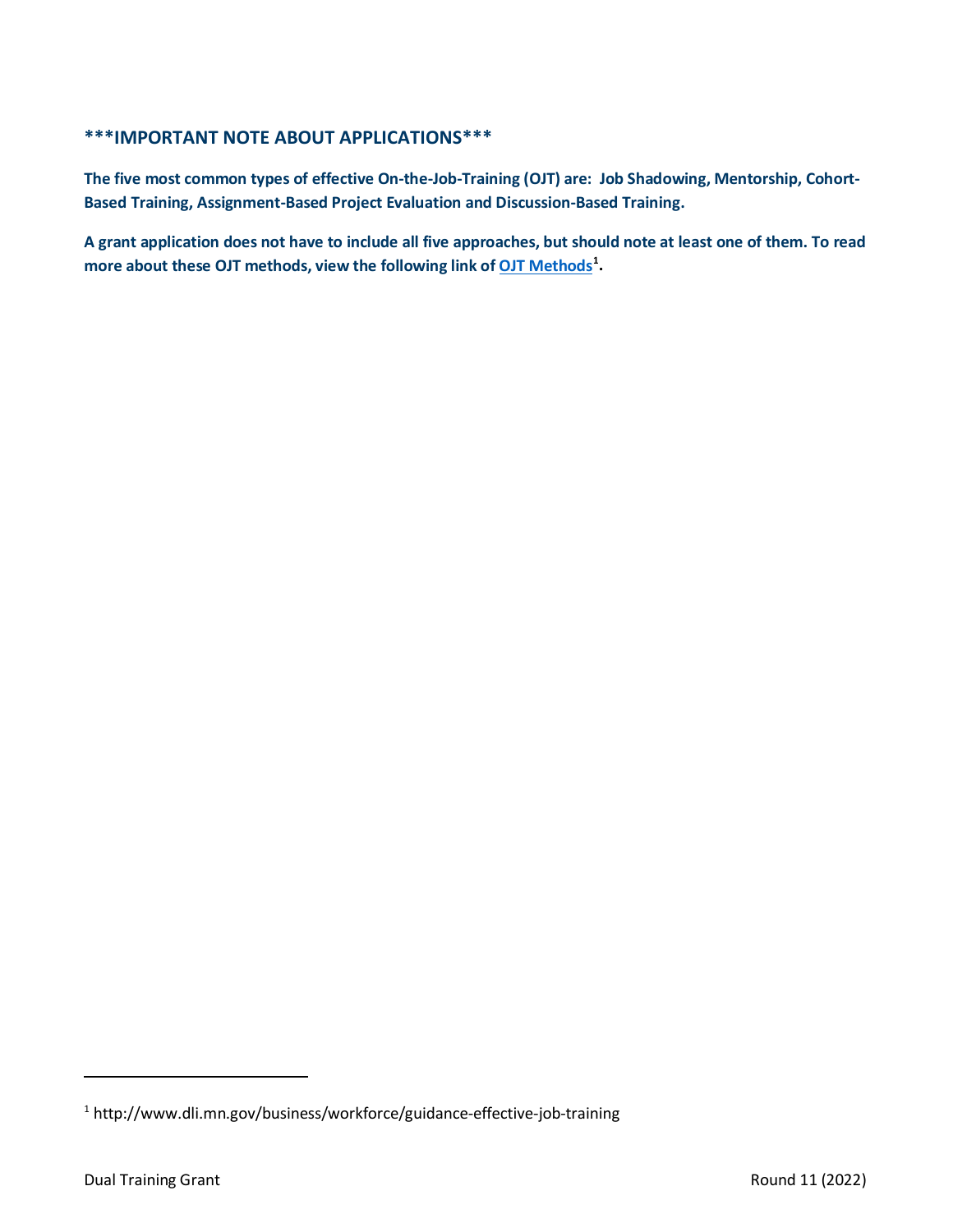## ***IMPORTANT NOTE ABOUT APPLICATIONS***

**The five most common types of effective On-the-Job-Training (OJT) are: Job Shadowing, Mentorship, Cohort-Based Training, Assignment-Based Project Evaluation and Discussion-Based Training.**

**A grant application does not have to include all five approaches, but should note at least one of them. To read more about these OJT methods, view the following link of OJT Methods[1].**

---

[1] http://www.dli.mn.gov/business/workforce/guidance-effective-job-training